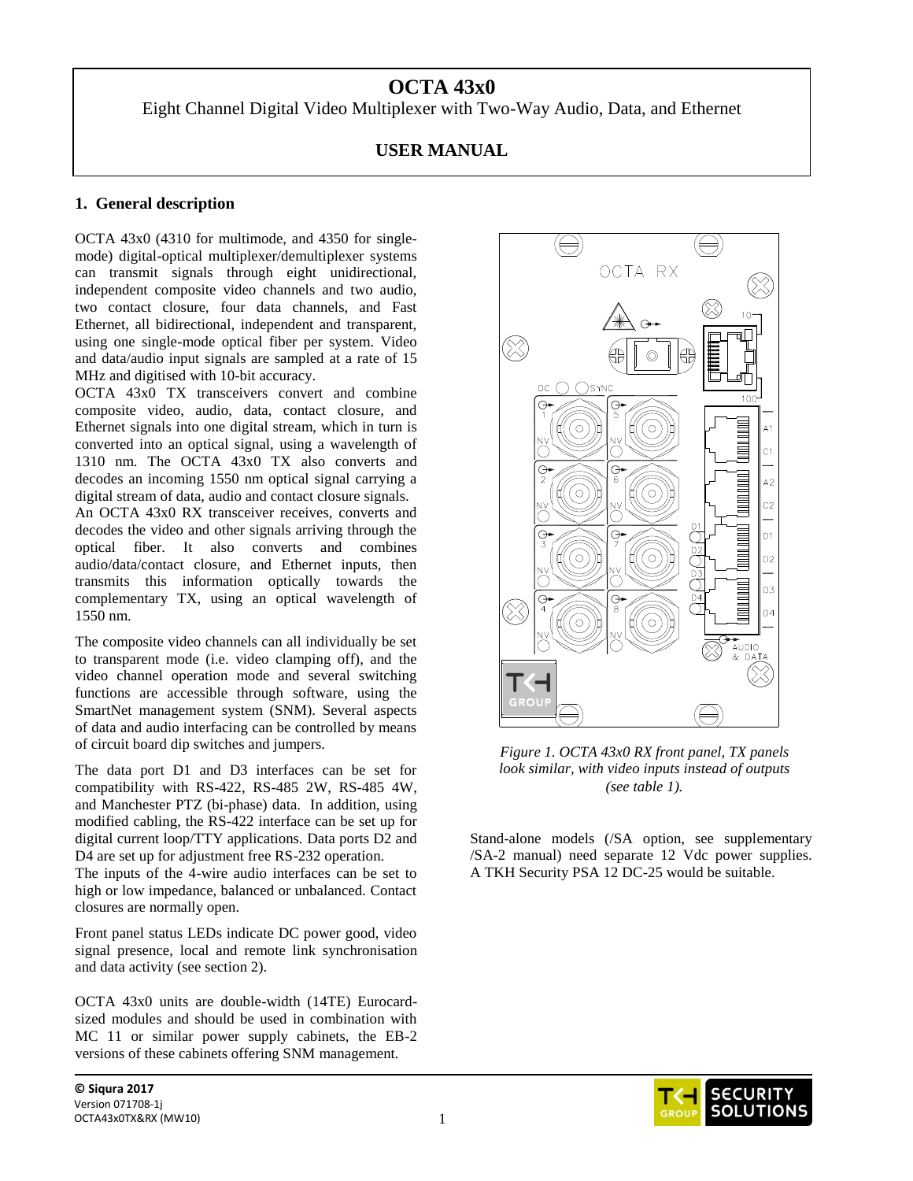# OCTA 43x0

Eight Channel Digital Video Multiplexer with Two-Way Audio, Data, and Ethernet

**USER MANUAL**

## 1. General description

OCTA 43x0 (4310 for multimode, and 4350 for single-mode) digital-optical multiplexer/demultiplexer systems can transmit signals through eight unidirectional, independent composite video channels and two audio, two contact closure, four data channels, and Fast Ethernet, all bidirectional, independent and transparent, using one single-mode optical fiber per system. Video and data/audio input signals are sampled at a rate of 15 MHz and digitised with 10-bit accuracy.

OCTA 43x0 TX transceivers convert and combine composite video, audio, data, contact closure, and Ethernet signals into one digital stream, which in turn is converted into an optical signal, using a wavelength of 1310 nm. The OCTA 43x0 TX also converts and decodes an incoming 1550 nm optical signal carrying a digital stream of data, audio and contact closure signals.

An OCTA 43x0 RX transceiver receives, converts and decodes the video and other signals arriving through the optical fiber. It also converts and combines audio/data/contact closure, and Ethernet inputs, then transmits this information optically towards the complementary TX, using an optical wavelength of 1550 nm.

The composite video channels can all individually be set to transparent mode (i.e. video clamping off), and the video channel operation mode and several switching functions are accessible through software, using the SmartNet management system (SNM). Several aspects of data and audio interfacing can be controlled by means of circuit board dip switches and jumpers.

The data port D1 and D3 interfaces can be set for compatibility with RS-422, RS-485 2W, RS-485 4W, and Manchester PTZ (bi-phase) data. In addition, using modified cabling, the RS-422 interface can be set up for digital current loop/TTY applications. Data ports D2 and D4 are set up for adjustment free RS-232 operation.

The inputs of the 4-wire audio interfaces can be set to high or low impedance, balanced or unbalanced. Contact closures are normally open.

Front panel status LEDs indicate DC power good, video signal presence, local and remote link synchronisation and data activity (see section 2).

OCTA 43x0 units are double-width (14TE) Eurocard-sized modules and should be used in combination with MC 11 or similar power supply cabinets, the EB-2 versions of these cabinets offering SNM management.

*Figure 1. OCTA 43x0 RX front panel, TX panels look similar, with video inputs instead of outputs (see table 1).*

Stand-alone models (/SA option, see supplementary /SA-2 manual) need separate 12 Vdc power supplies. A TKH Security PSA 12 DC-25 would be suitable.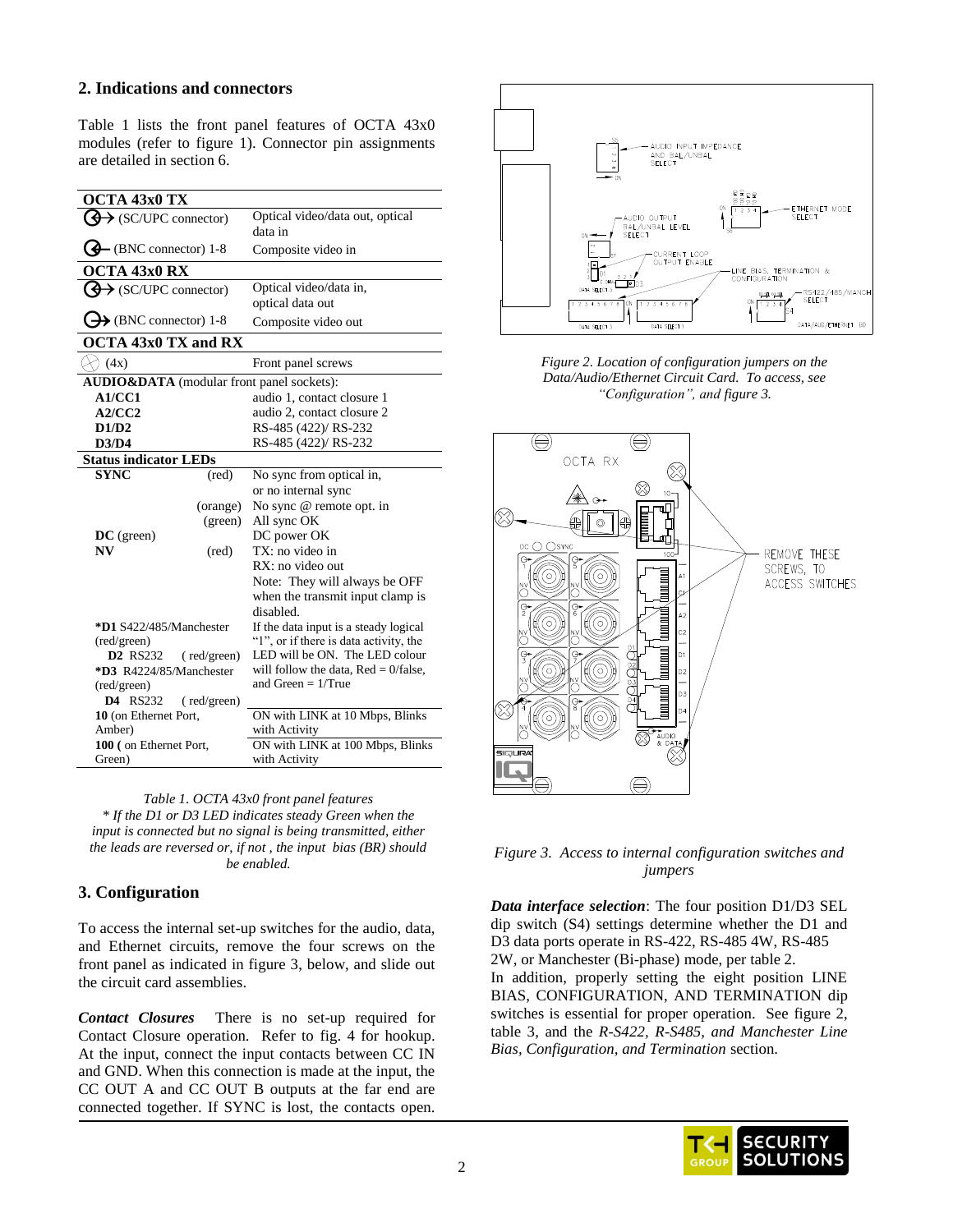## 2. Indications and connectors

Table 1 lists the front panel features of OCTA 43x0 modules (refer to figure 1). Connector pin assignments are detailed in section 6.

| **OCTA 43x0 TX** | |
|---|---|
| (SC/UPC connector) | Optical video/data out, optical data in |
| (BNC connector) 1-8 | Composite video in |
| **OCTA 43x0 RX** | |
| (SC/UPC connector) | Optical video/data in, optical data out |
| (BNC connector) 1-8 | Composite video out |
| **OCTA 43x0 TX and RX** | |
| (4x) | Front panel screws |
| **AUDIO&DATA** (modular front panel sockets): | |
| **A1/CC1** | audio 1, contact closure 1 |
| **A2/CC2** | audio 2, contact closure 2 |
| **D1/D2** | RS-485 (422)/ RS-232 |
| **D3/D4** | RS-485 (422)/ RS-232 |
| **Status indicator LEDs** | |
| **SYNC** (red) | No sync from optical in, or no internal sync |
| (orange) | No sync @ remote opt. in |
| (green) | All sync OK |
| **DC** (green) | DC power OK |
| **NV** (red) | TX: no video in<br>RX: no video out<br>Note: They will always be OFF when the transmit input clamp is disabled. |
| ***D1** S422/485/Manchester (red/green)<br>**D2** RS232 (red/green)<br>***D3** R4224/85/Manchester (red/green)<br>**D4** RS232 (red/green) | If the data input is a steady logical "1", or if there is data activity, the LED will be ON. The LED colour will follow the data, Red = 0/false, and Green = 1/True |
| **10** (on Ethernet Port, Amber) | ON with LINK at 10 Mbps, Blinks with Activity |
| **100 (** on Ethernet Port, Green) | ON with LINK at 100 Mbps, Blinks with Activity |

*Table 1. OCTA 43x0 front panel features*
*\* If the D1 or D3 LED indicates steady Green when the input is connected but no signal is being transmitted, either the leads are reversed or, if not , the input bias (BR) should be enabled.*

*Figure 2. Location of configuration jumpers on the Data/Audio/Ethernet Circuit Card. To access, see "Configuration", and figure 3.*

*Figure 3. Access to internal configuration switches and jumpers*

## 3. Configuration

To access the internal set-up switches for the audio, data, and Ethernet circuits, remove the four screws on the front panel as indicated in figure 3, below, and slide out the circuit card assemblies.

***Contact Closures*** There is no set-up required for Contact Closure operation. Refer to fig. 4 for hookup. At the input, connect the input contacts between CC IN and GND. When this connection is made at the input, the CC OUT A and CC OUT B outputs at the far end are connected together. If SYNC is lost, the contacts open.

***Data interface selection***: The four position D1/D3 SEL dip switch (S4) settings determine whether the D1 and D3 data ports operate in RS-422, RS-485 4W, RS-485 2W, or Manchester (Bi-phase) mode, per table 2.

In addition, properly setting the eight position LINE BIAS, CONFIGURATION, AND TERMINATION dip switches is essential for proper operation. See figure 2, table 3, and the *R-S422, R-S485, and Manchester Line Bias, Configuration, and Termination* section.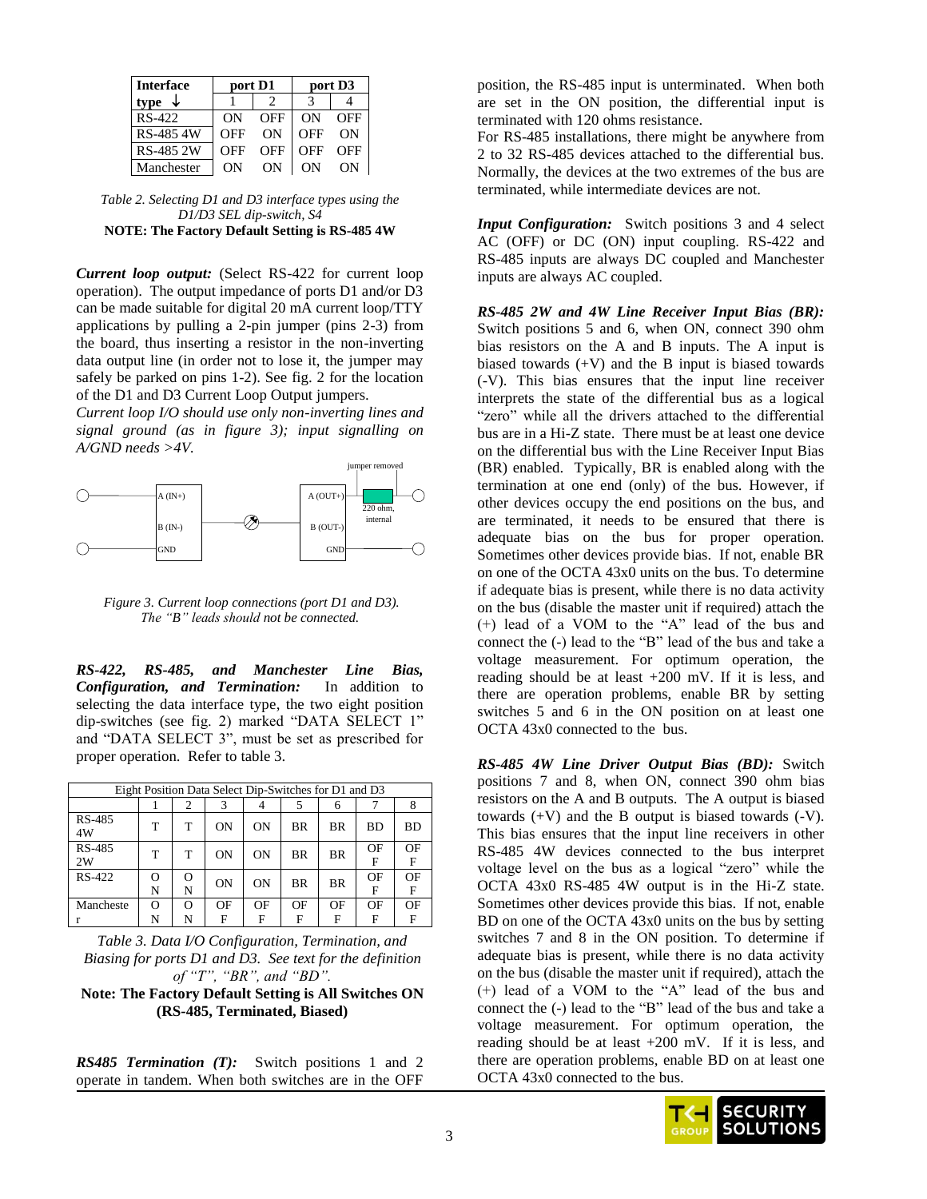| Interface type ↓ | port D1 | | port D3 | |
|---|---|---|---|---|
| | 1 | 2 | 3 | 4 |
| RS-422 | ON | OFF | ON | OFF |
| RS-485 4W | OFF | ON | OFF | ON |
| RS-485 2W | OFF | OFF | OFF | OFF |
| Manchester | ON | ON | ON | ON |

*Table 2. Selecting D1 and D3 interface types using the D1/D3 SEL dip-switch, S4*

**NOTE: The Factory Default Setting is RS-485 4W**

***Current loop output:*** (Select RS-422 for current loop operation). The output impedance of ports D1 and/or D3 can be made suitable for digital 20 mA current loop/TTY applications by pulling a 2-pin jumper (pins 2-3) from the board, thus inserting a resistor in the non-inverting data output line (in order not to lose it, the jumper may safely be parked on pins 1-2). See fig. 2 for the location of the D1 and D3 Current Loop Output jumpers.

*Current loop I/O should use only non-inverting lines and signal ground (as in figure 3); input signalling on A/GND needs >4V.*

A (IN+) B (IN-) GND A (OUT+) B (OUT-) GND jumper removed 220 ohm, internal

*Figure 3. Current loop connections (port D1 and D3). The "B" leads should not be connected.*

***RS-422, RS-485, and Manchester Line Bias, Configuration, and Termination:*** In addition to selecting the data interface type, the two eight position dip-switches (see fig. 2) marked "DATA SELECT 1" and "DATA SELECT 3", must be set as prescribed for proper operation. Refer to table 3.

| Eight Position Data Select Dip-Switches for D1 and D3 | | | | | | | | |
|---|---|---|---|---|---|---|---|---|
| | 1 | 2 | 3 | 4 | 5 | 6 | 7 | 8 |
| RS-485 4W | T | T | ON | ON | BR | BR | BD | BD |
| RS-485 2W | T | T | ON | ON | BR | BR | OFF | OFF |
| RS-422 | ON | ON | ON | ON | BR | BR | OFF | OFF |
| Manchester | ON | ON | OFF | OFF | OFF | OFF | OFF | OFF |

*Table 3. Data I/O Configuration, Termination, and Biasing for ports D1 and D3. See text for the definition of "T", "BR", and "BD".*

**Note: The Factory Default Setting is All Switches ON (RS-485, Terminated, Biased)**

***RS485 Termination (T):*** Switch positions 1 and 2 operate in tandem. When both switches are in the OFF position, the RS-485 input is unterminated. When both are set in the ON position, the differential input is terminated with 120 ohms resistance.

For RS-485 installations, there might be anywhere from 2 to 32 RS-485 devices attached to the differential bus. Normally, the devices at the two extremes of the bus are terminated, while intermediate devices are not.

***Input Configuration:*** Switch positions 3 and 4 select AC (OFF) or DC (ON) input coupling. RS-422 and RS-485 inputs are always DC coupled and Manchester inputs are always AC coupled.

***RS-485 2W and 4W Line Receiver Input Bias (BR):*** Switch positions 5 and 6, when ON, connect 390 ohm bias resistors on the A and B inputs. The A input is biased towards (+V) and the B input is biased towards (-V). This bias ensures that the input line receiver interprets the state of the differential bus as a logical "zero" while all the drivers attached to the differential bus are in a Hi-Z state. There must be at least one device on the differential bus with the Line Receiver Input Bias (BR) enabled. Typically, BR is enabled along with the termination at one end (only) of the bus. However, if other devices occupy the end positions on the bus, and are terminated, it needs to be ensured that there is adequate bias on the bus for proper operation. Sometimes other devices provide bias. If not, enable BR on one of the OCTA 43x0 units on the bus. To determine if adequate bias is present, while there is no data activity on the bus (disable the master unit if required) attach the (+) lead of a VOM to the "A" lead of the bus and connect the (-) lead to the "B" lead of the bus and take a voltage measurement. For optimum operation, the reading should be at least +200 mV. If it is less, and there are operation problems, enable BR by setting switches 5 and 6 in the ON position on at least one OCTA 43x0 connected to the bus.

***RS-485 4W Line Driver Output Bias (BD):*** Switch positions 7 and 8, when ON, connect 390 ohm bias resistors on the A and B outputs. The A output is biased towards (+V) and the B output is biased towards (-V). This bias ensures that the input line receivers in other RS-485 4W devices connected to the bus interpret voltage level on the bus as a logical "zero" while the OCTA 43x0 RS-485 4W output is in the Hi-Z state. Sometimes other devices provide this bias. If not, enable BD on one of the OCTA 43x0 units on the bus by setting switches 7 and 8 in the ON position. To determine if adequate bias is present, while there is no data activity on the bus (disable the master unit if required), attach the (+) lead of a VOM to the "A" lead of the bus and connect the (-) lead to the "B" lead of the bus and take a voltage measurement. For optimum operation, the reading should be at least +200 mV. If it is less, and there are operation problems, enable BD on at least one OCTA 43x0 connected to the bus.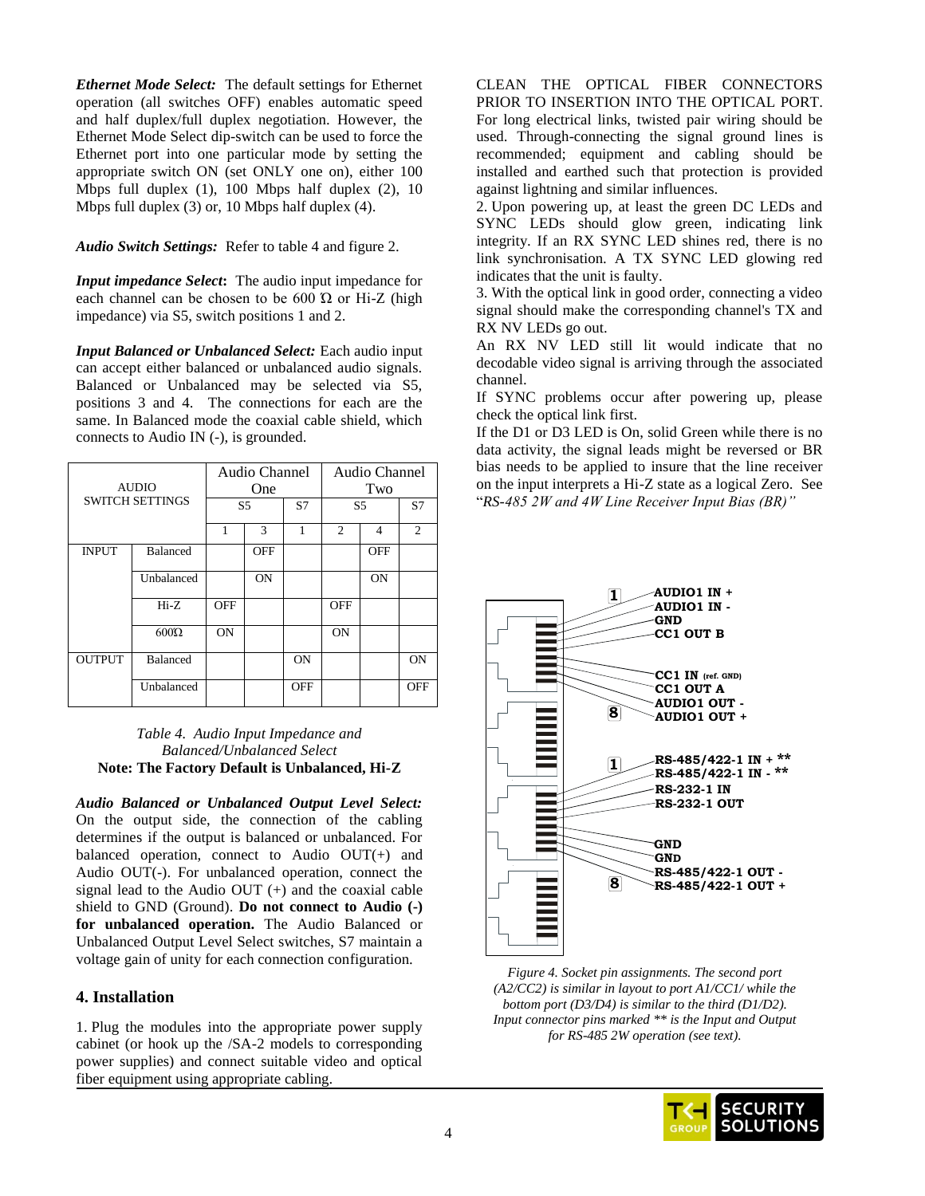***Ethernet Mode Select:*** The default settings for Ethernet operation (all switches OFF) enables automatic speed and half duplex/full duplex negotiation. However, the Ethernet Mode Select dip-switch can be used to force the Ethernet port into one particular mode by setting the appropriate switch ON (set ONLY one on), either 100 Mbps full duplex (1), 100 Mbps half duplex (2), 10 Mbps full duplex (3) or, 10 Mbps half duplex (4).

***Audio Switch Settings:*** Refer to table 4 and figure 2.

***Input impedance Select*:** The audio input impedance for each channel can be chosen to be 600 Ω or Hi-Z (high impedance) via S5, switch positions 1 and 2.

***Input Balanced or Unbalanced Select:*** Each audio input can accept either balanced or unbalanced audio signals. Balanced or Unbalanced may be selected via S5, positions 3 and 4. The connections for each are the same. In Balanced mode the coaxial cable shield, which connects to Audio IN (-), is grounded.

| AUDIO SWITCH SETTINGS | | Audio Channel One | | | Audio Channel Two | | |
|---|---|---|---|---|---|---|---|
| | | S5 | | S7 | S5 | | S7 |
| | | 1 | 3 | 1 | 2 | 4 | 2 |
| INPUT | Balanced | | OFF | | | OFF | |
| | Unbalanced | | ON | | | ON | |
| | Hi-Z | OFF | | | OFF | | |
| | 600Ω | ON | | | ON | | |
| OUTPUT | Balanced | | | ON | | | ON |
| | Unbalanced | | | OFF | | | OFF |

*Table 4. Audio Input Impedance and Balanced/Unbalanced Select*
**Note: The Factory Default is Unbalanced, Hi-Z**

***Audio Balanced or Unbalanced Output Level Select:*** On the output side, the connection of the cabling determines if the output is balanced or unbalanced. For balanced operation, connect to Audio OUT(+) and Audio OUT(-). For unbalanced operation, connect the signal lead to the Audio OUT (+) and the coaxial cable shield to GND (Ground). **Do not connect to Audio (-) for unbalanced operation.** The Audio Balanced or Unbalanced Output Level Select switches, S7 maintain a voltage gain of unity for each connection configuration.

## 4. Installation

1. Plug the modules into the appropriate power supply cabinet (or hook up the /SA-2 models to corresponding power supplies) and connect suitable video and optical fiber equipment using appropriate cabling. CLEAN THE OPTICAL FIBER CONNECTORS PRIOR TO INSERTION INTO THE OPTICAL PORT. For long electrical links, twisted pair wiring should be used. Through-connecting the signal ground lines is recommended; equipment and cabling should be installed and earthed such that protection is provided against lightning and similar influences.

2. Upon powering up, at least the green DC LEDs and SYNC LEDs should glow green, indicating link integrity. If an RX SYNC LED shines red, there is no link synchronisation. A TX SYNC LED glowing red indicates that the unit is faulty.

3. With the optical link in good order, connecting a video signal should make the corresponding channel's TX and RX NV LEDs go out.

An RX NV LED still lit would indicate that no decodable video signal is arriving through the associated channel.

If SYNC problems occur after powering up, please check the optical link first.

If the D1 or D3 LED is On, solid Green while there is no data activity, the signal leads might be reversed or BR bias needs to be applied to insure that the line receiver on the input interprets a Hi-Z state as a logical Zero. See "*RS-485 2W and 4W Line Receiver Input Bias (BR)"*

1 AUDIO1 IN +
AUDIO1 IN -
GND
CC1 OUT B
CC1 IN (ref. GND)
CC1 OUT A
AUDIO1 OUT -
8 AUDIO1 OUT +

1 RS-485/422-1 IN + **
RS-485/422-1 IN - **
RS-232-1 IN
RS-232-1 OUT
GND
GND
RS-485/422-1 OUT -
8 RS-485/422-1 OUT +

*Figure 4. Socket pin assignments. The second port (A2/CC2) is similar in layout to port A1/CC1/ while the bottom port (D3/D4) is similar to the third (D1/D2). Input connector pins marked ** is the Input and Output for RS-485 2W operation (see text).*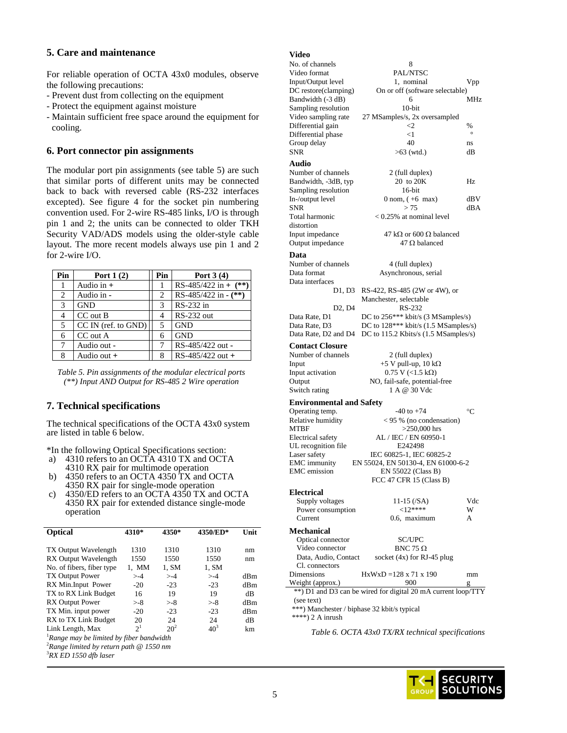## 5. Care and maintenance

For reliable operation of OCTA 43x0 modules, observe the following precautions:

- Prevent dust from collecting on the equipment
- Protect the equipment against moisture
- Maintain sufficient free space around the equipment for cooling.

## 6. Port connector pin assignments

The modular port pin assignments (see table 5) are such that similar ports of different units may be connected back to back with reversed cable (RS-232 interfaces excepted). See figure 4 for the socket pin numbering convention used. For 2-wire RS-485 links, I/O is through pin 1 and 2; the units can be connected to older TKH Security VAD/ADS models using the older-style cable layout. The more recent models always use pin 1 and 2 for 2-wire I/O.

| Pin | Port 1 (2) | Pin | Port 3 (4) |
|---|---|---|---|
| 1 | Audio in + | 1 | RS-485/422 in + **(\*\*)** |
| 2 | Audio in - | 2 | RS-485/422 in - **(\*\*)** |
| 3 | GND | 3 | RS-232 in |
| 4 | CC out B | 4 | RS-232 out |
| 5 | CC IN (ref. to GND) | 5 | GND |
| 6 | CC out A | 6 | GND |
| 7 | Audio out - | 7 | RS-485/422 out - |
| 8 | Audio out + | 8 | RS-485/422 out + |

*Table 5. Pin assignments of the modular electrical ports (\*\*) Input AND Output for RS-485 2 Wire operation*

## 7. Technical specifications

The technical specifications of the OCTA 43x0 system are listed in table 6 below.

*In the following Optical Specifications section:

a) 4310 refers to an OCTA 4310 TX and OCTA 4310 RX pair for multimode operation
b) 4350 refers to an OCTA 4350 TX and OCTA 4350 RX pair for single-mode operation
c) 4350/ED refers to an OCTA 4350 TX and OCTA 4350 RX pair for extended distance single-mode operation

| Optical | 4310* | 4350* | 4350/ED* | Unit |
|---|---|---|---|---|
| TX Output Wavelength | 1310 | 1310 | 1310 | nm |
| RX Output Wavelength | 1550 | 1550 | 1550 | nm |
| No. of fibers, fiber type | 1, MM | 1, SM | 1, SM | |
| TX Output Power | >-4 | >-4 | >-4 | dBm |
| RX Min.Input Power | -20 | -23 | -23 | dBm |
| TX to RX Link Budget | 16 | 19 | 19 | dB |
| RX Output Power | >-8 | >-8 | >-8 | dBm |
| TX Min. input power | -20 | -23 | -23 | dBm |
| RX to TX Link Budget | 20 | 24 | 24 | dB |
| Link Length, Max | 2[1] | 20[2] | 40[3] | km |

[1]*Range may be limited by fiber bandwidth*
[2]*Range limited by return path @ 1550 nm*
[3]*RX ED 1550 dfb laser*

| Video | | |
|---|---|---|
| No. of channels | 8 | |
| Video format | PAL/NTSC | |
| Input/Output level | 1, nominal | Vpp |
| DC restore(clamping) | On or off (software selectable) | |
| Bandwidth (-3 dB) | 6 | MHz |
| Sampling resolution | 10-bit | |
| Video sampling rate | 27 MSamples/s, 2x oversampled | |
| Differential gain | <2 | % |
| Differential phase | <1 | ° |
| Group delay | 40 | ns |
| SNR | >63 (wtd.) | dB |
| **Audio** | | |
| Number of channels | 2 (full duplex) | |
| Bandwidth, -3dB, typ | 20 to 20K | Hz |
| Sampling resolution | 16-bit | |
| In-/output level | 0 nom, ( +6 max) | dBV |
| SNR | > 75 | dBA |
| Total harmonic distortion | < 0.25% at nominal level | |
| Input impedance | 47 kΩ or 600 Ω balanced | |
| Output impedance | 47 Ω balanced | |
| **Data** | | |
| Number of channels | 4 (full duplex) | |
| Data format | Asynchronous, serial | |
| Data interfaces | | |
| D1, D3 | RS-422, RS-485 (2W or 4W), or Manchester, selectable | |
| D2, D4 | RS-232 | |
| Data Rate, D1 | DC to 256*** kbit/s (3 MSamples/s) | |
| Data Rate, D3 | DC to 128*** kbit/s (1.5 MSamples/s) | |
| Data Rate, D2 and D4 | DC to 115.2 Kbits/s (1.5 MSamples/s) | |
| **Contact Closure** | | |
| Number of channels | 2 (full duplex) | |
| Input | +5 V pull-up, 10 kΩ | |
| Input activation | 0.75 V (<1.5 kΩ) | |
| Output | NO, fail-safe, potential-free | |
| Switch rating | 1 A @ 30 Vdc | |
| **Environmental and Safety** | | |
| Operating temp. | -40 to +74 | °C |
| Relative humidity | < 95 % (no condensation) | |
| MTBF | >250,000 hrs | |
| Electrical safety | AL / IEC / EN 60950-1 | |
| UL recognition file | E242498 | |
| Laser safety | IEC 60825-1, IEC 60825-2 | |
| EMC immunity | EN 55024, EN 50130-4, EN 61000-6-2 | |
| EMC emission | EN 55022 (Class B) FCC 47 CFR 15 (Class B) | |
| **Electrical** | | |
| Supply voltages | 11-15 (/SA) | Vdc |
| Power consumption | <12**** | W |
| Current | 0.6, maximum | A |
| **Mechanical** | | |
| Optical connector | SC/UPC | |
| Video connector | BNC 75 Ω | |
| Data, Audio, Contact Cl. connectors | socket (4x) for RJ-45 plug | |
| Dimensions | HxWxD =128 x 71 x 190 | mm |
| Weight (approx.) | 900 | g |

**) D1 and D3 can be wired for digital 20 mA current loop/TTY (see text)
***) Manchester / biphase 32 kbit/s typical
****) 2 A inrush

*Table 6. OCTA 43x0 TX/RX technical specifications*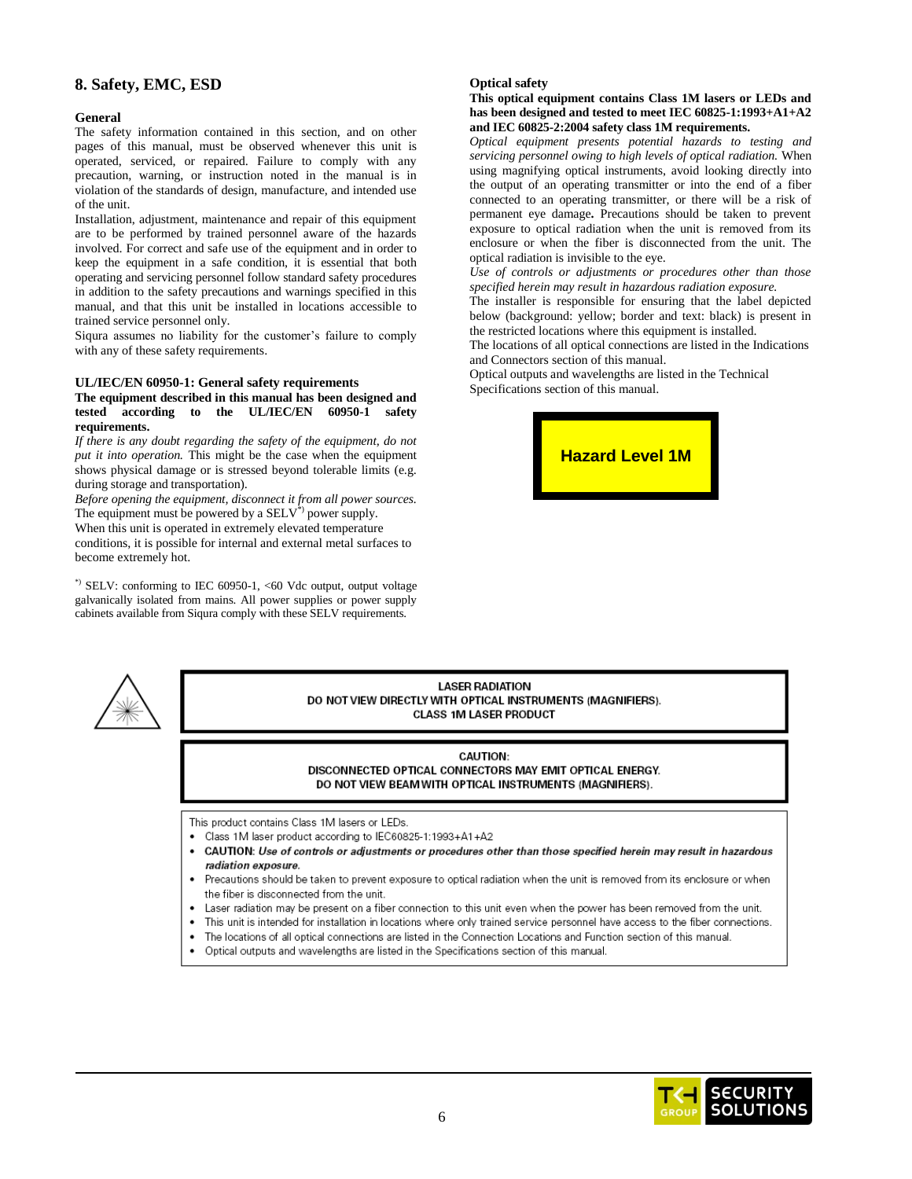## 8. Safety, EMC, ESD

### General

The safety information contained in this section, and on other pages of this manual, must be observed whenever this unit is operated, serviced, or repaired. Failure to comply with any precaution, warning, or instruction noted in the manual is in violation of the standards of design, manufacture, and intended use of the unit.

Installation, adjustment, maintenance and repair of this equipment are to be performed by trained personnel aware of the hazards involved. For correct and safe use of the equipment and in order to keep the equipment in a safe condition, it is essential that both operating and servicing personnel follow standard safety procedures in addition to the safety precautions and warnings specified in this manual, and that this unit be installed in locations accessible to trained service personnel only.

Siqura assumes no liability for the customer's failure to comply with any of these safety requirements.

### UL/IEC/EN 60950-1: General safety requirements

**The equipment described in this manual has been designed and tested according to the UL/IEC/EN 60950-1 safety requirements.**

*If there is any doubt regarding the safety of the equipment, do not put it into operation.* This might be the case when the equipment shows physical damage or is stressed beyond tolerable limits (e.g. during storage and transportation).

*Before opening the equipment, disconnect it from all power sources.* The equipment must be powered by a SELV[*)] power supply.

When this unit is operated in extremely elevated temperature conditions, it is possible for internal and external metal surfaces to become extremely hot.

[*)] SELV: conforming to IEC 60950-1, <60 Vdc output, output voltage galvanically isolated from mains. All power supplies or power supply cabinets available from Siqura comply with these SELV requirements.

### Optical safety

**This optical equipment contains Class 1M lasers or LEDs and has been designed and tested to meet IEC 60825-1:1993+A1+A2 and IEC 60825-2:2004 safety class 1M requirements.**

*Optical equipment presents potential hazards to testing and servicing personnel owing to high levels of optical radiation.* When using magnifying optical instruments, avoid looking directly into the output of an operating transmitter or into the end of a fiber connected to an operating transmitter, or there will be a risk of permanent eye damage**.** Precautions should be taken to prevent exposure to optical radiation when the unit is removed from its enclosure or when the fiber is disconnected from the unit. The optical radiation is invisible to the eye.

*Use of controls or adjustments or procedures other than those specified herein may result in hazardous radiation exposure.*

The installer is responsible for ensuring that the label depicted below (background: yellow; border and text: black) is present in the restricted locations where this equipment is installed.

The locations of all optical connections are listed in the Indications and Connectors section of this manual.

Optical outputs and wavelengths are listed in the Technical Specifications section of this manual.

**Hazard Level 1M**

**LASER RADIATION**
**DO NOT VIEW DIRECTLY WITH OPTICAL INSTRUMENTS (MAGNIFIERS).**
**CLASS 1M LASER PRODUCT**

**CAUTION:**
**DISCONNECTED OPTICAL CONNECTORS MAY EMIT OPTICAL ENERGY.**
**DO NOT VIEW BEAM WITH OPTICAL INSTRUMENTS (MAGNIFIERS).**

This product contains Class 1M lasers or LEDs.

- Class 1M laser product according to IEC60825-1:1993+A1+A2
- **CAUTION**: ***Use of controls or adjustments or procedures other than those specified herein may result in hazardous radiation exposure.***
- Precautions should be taken to prevent exposure to optical radiation when the unit is removed from its enclosure or when the fiber is disconnected from the unit.
- Laser radiation may be present on a fiber connection to this unit even when the power has been removed from the unit.
- This unit is intended for installation in locations where only trained service personnel have access to the fiber connections.
- The locations of all optical connections are listed in the Connection Locations and Function section of this manual.
- Optical outputs and wavelengths are listed in the Specifications section of this manual.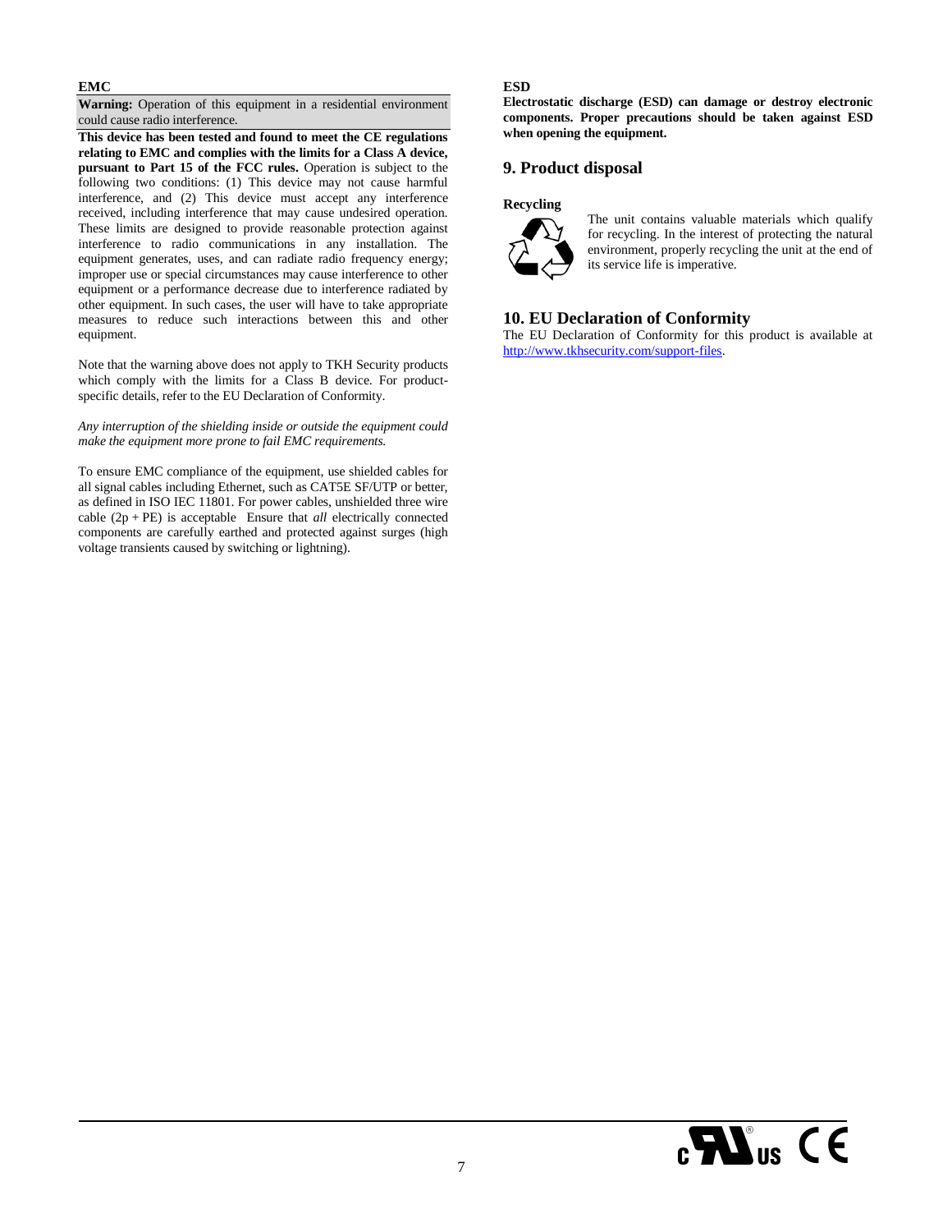**EMC**

**Warning:** Operation of this equipment in a residential environment could cause radio interference.

**This device has been tested and found to meet the CE regulations relating to EMC and complies with the limits for a Class A device, pursuant to Part 15 of the FCC rules.** Operation is subject to the following two conditions: (1) This device may not cause harmful interference, and (2) This device must accept any interference received, including interference that may cause undesired operation. These limits are designed to provide reasonable protection against interference to radio communications in any installation. The equipment generates, uses, and can radiate radio frequency energy; improper use or special circumstances may cause interference to other equipment or a performance decrease due to interference radiated by other equipment. In such cases, the user will have to take appropriate measures to reduce such interactions between this and other equipment.

Note that the warning above does not apply to TKH Security products which comply with the limits for a Class B device. For product-specific details, refer to the EU Declaration of Conformity.

*Any interruption of the shielding inside or outside the equipment could make the equipment more prone to fail EMC requirements.*

To ensure EMC compliance of the equipment, use shielded cables for all signal cables including Ethernet, such as CAT5E SF/UTP or better, as defined in ISO IEC 11801. For power cables, unshielded three wire cable (2p + PE) is acceptable Ensure that *all* electrically connected components are carefully earthed and protected against surges (high voltage transients caused by switching or lightning).

**ESD**

**Electrostatic discharge (ESD) can damage or destroy electronic components. Proper precautions should be taken against ESD when opening the equipment.**

## 9. Product disposal

**Recycling**

The unit contains valuable materials which qualify for recycling. In the interest of protecting the natural environment, properly recycling the unit at the end of its service life is imperative.

## 10. EU Declaration of Conformity

The EU Declaration of Conformity for this product is available at http://www.tkhsecurity.com/support-files.